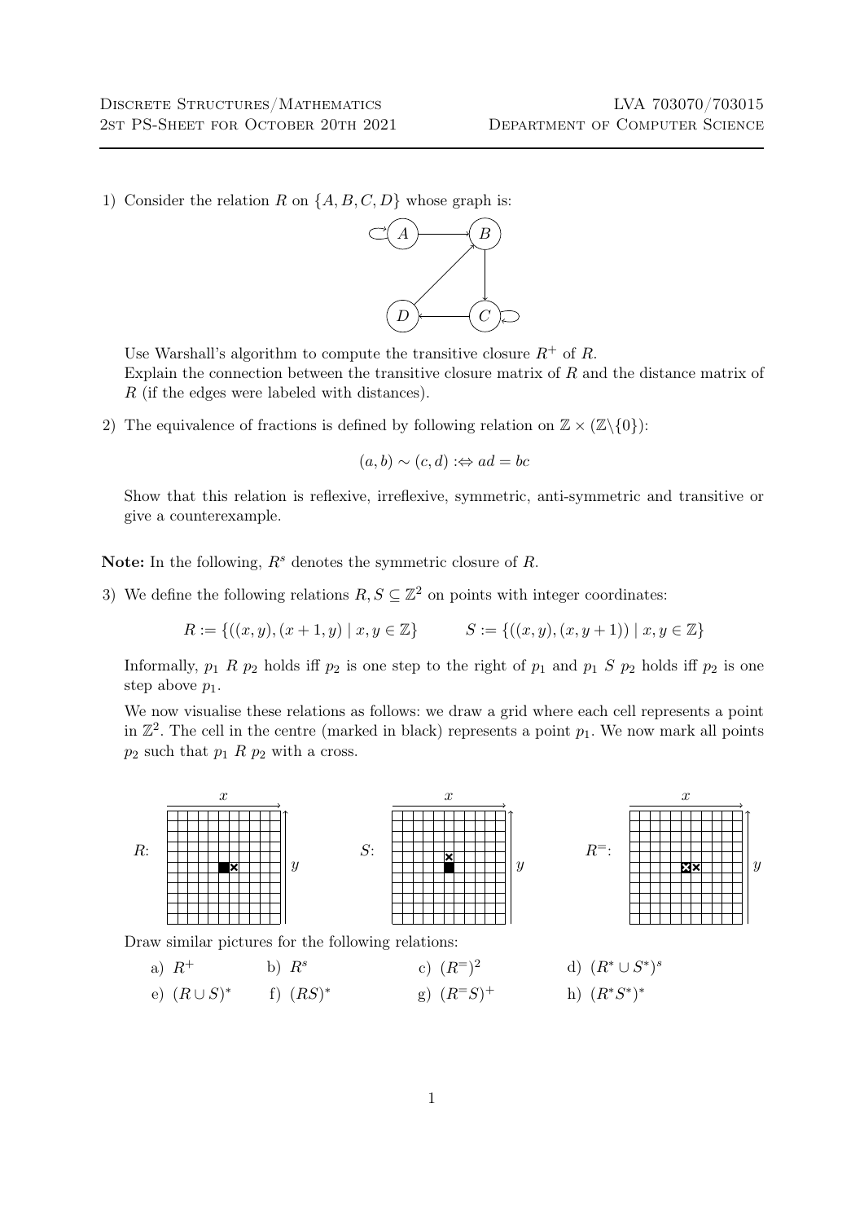1) Consider the relation $R$ on $\{A, B, C, D\}$ whose graph is:

Use Warshall's algorithm to compute the transitive closure $R^+$ of $R$.
Explain the connection between the transitive closure matrix of $R$ and the distance matrix of $R$ (if the edges were labeled with distances).

2) The equivalence of fractions is defined by following relation on $\mathbb{Z} \times (\mathbb{Z}\backslash\{0\})$:

$$(a, b) \sim (c, d) :\Leftrightarrow ad = bc$$

Show that this relation is reflexive, irreflexive, symmetric, anti-symmetric and transitive or give a counterexample.

**Note:** In the following, $R^s$ denotes the symmetric closure of $R$.

3) We define the following relations $R, S \subseteq \mathbb{Z}^2$ on points with integer coordinates:

$$R := \{((x, y), (x + 1, y) \mid x, y \in \mathbb{Z}\} \qquad S := \{((x, y), (x, y + 1)) \mid x, y \in \mathbb{Z}\}$$

Informally, $p_1 \; R \; p_2$ holds iff $p_2$ is one step to the right of $p_1$ and $p_1 \; S \; p_2$ holds iff $p_2$ is one step above $p_1$.

We now visualise these relations as follows: we draw a grid where each cell represents a point in $\mathbb{Z}^2$. The cell in the centre (marked in black) represents a point $p_1$. We now mark all points $p_2$ such that $p_1 \; R \; p_2$ with a cross.

Draw similar pictures for the following relations:

a) $R^+$ b) $R^s$ c) $(R^=)^2$ d) $(R^* \cup S^*)^s$

e) $(R \cup S)^*$ f) $(RS)^*$ g) $(R^= S)^+$ h) $(R^* S^*)^*$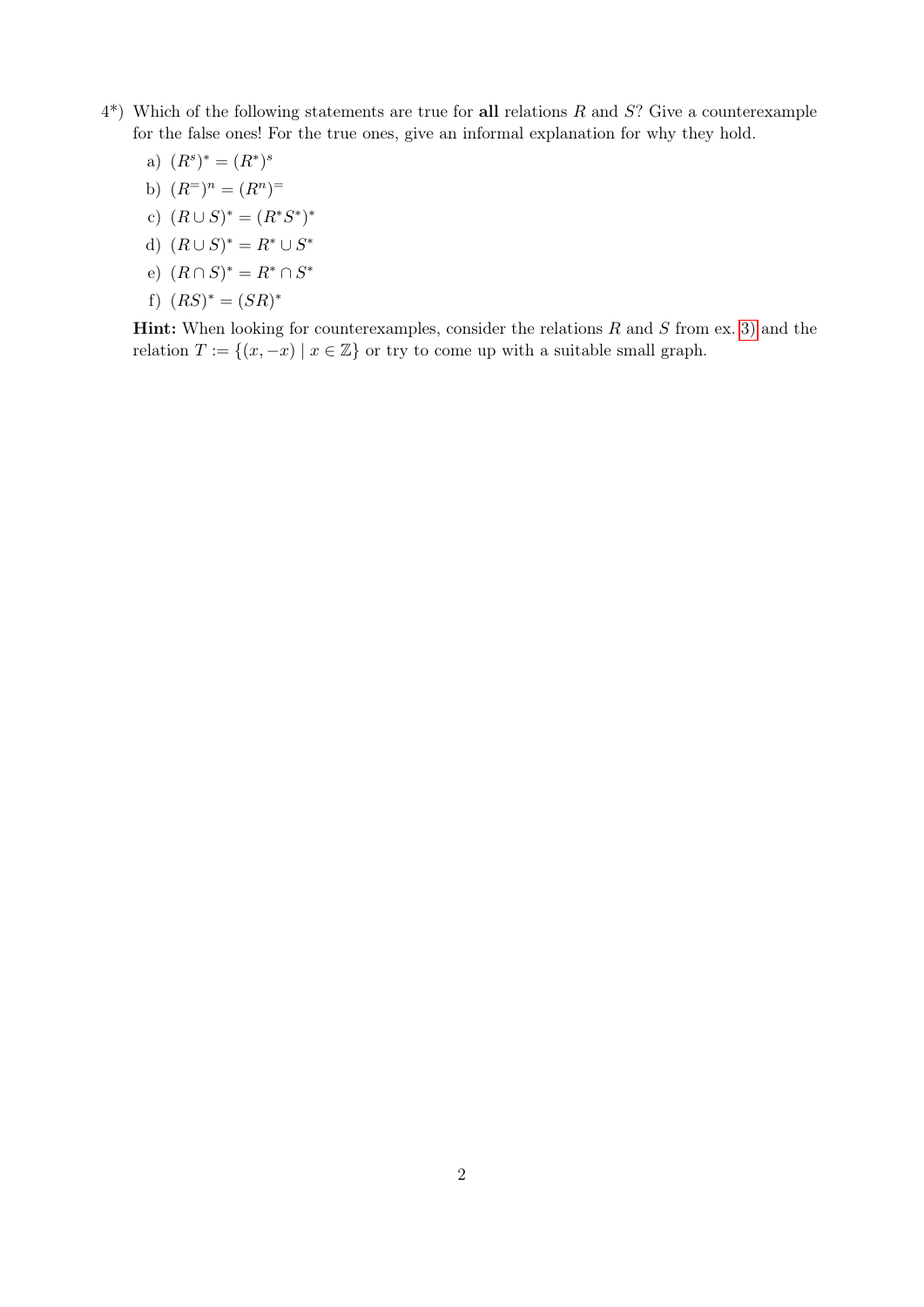4*) Which of the following statements are true for **all** relations $R$ and $S$? Give a counterexample for the false ones! For the true ones, give an informal explanation for why they hold.

a) $(R^s)^* = (R^*)^s$

b) $(R^=)^n = (R^n)^=$

c) $(R \cup S)^* = (R^* S^*)^*$

d) $(R \cup S)^* = R^* \cup S^*$

e) $(R \cap S)^* = R^* \cap S^*$

f) $(RS)^* = (SR)^*$

**Hint:** When looking for counterexamples, consider the relations $R$ and $S$ from ex. 3) and the relation $T := \{(x, -x) \mid x \in \mathbb{Z}\}$ or try to come up with a suitable small graph.